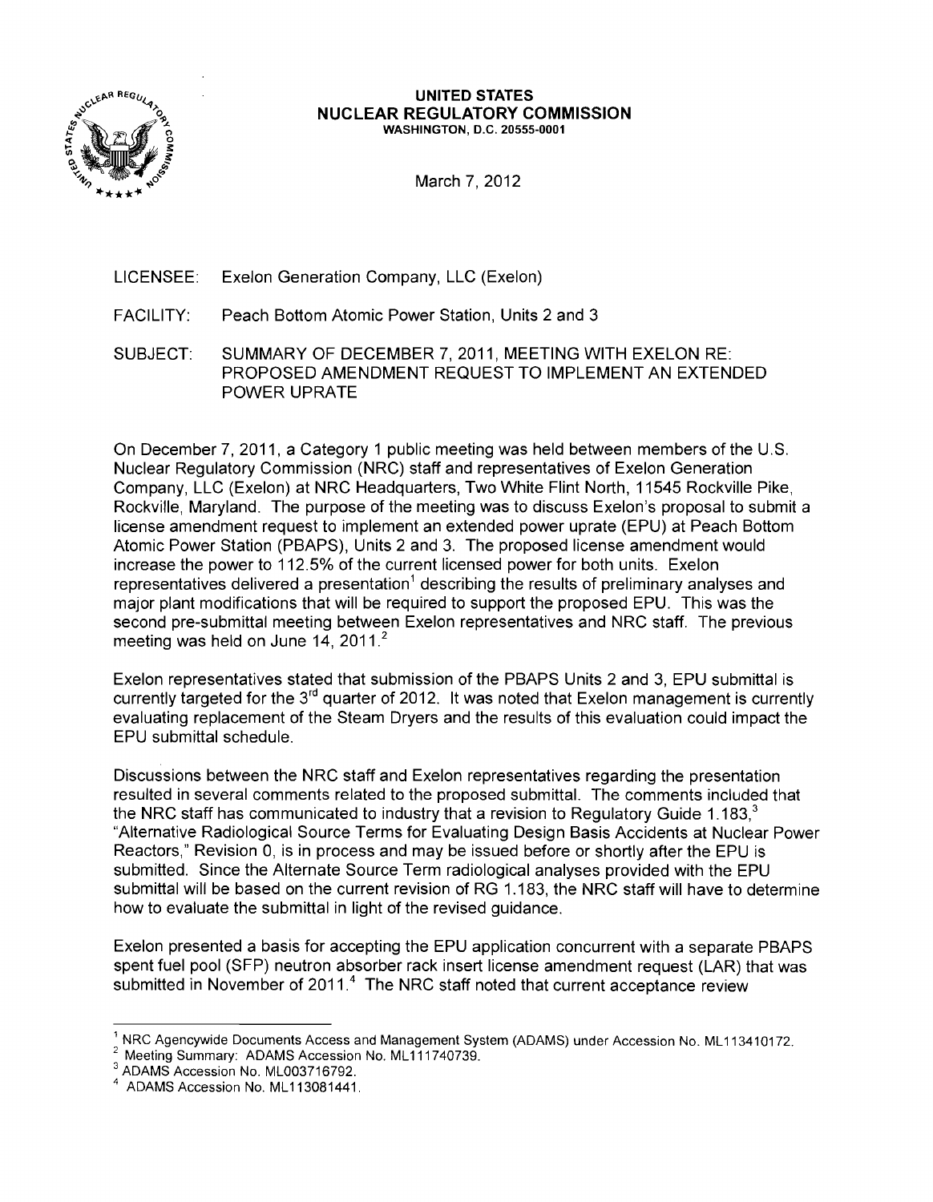**UNITED STATES**
**NUCLEAR REGULATORY COMMISSION**
WASHINGTON, D.C. 20555-0001

March 7, 2012

LICENSEE: Exelon Generation Company, LLC (Exelon)

FACILITY: Peach Bottom Atomic Power Station, Units 2 and 3

SUBJECT: SUMMARY OF DECEMBER 7, 2011, MEETING WITH EXELON RE: PROPOSED AMENDMENT REQUEST TO IMPLEMENT AN EXTENDED POWER UPRATE

On December 7, 2011, a Category 1 public meeting was held between members of the U.S. Nuclear Regulatory Commission (NRC) staff and representatives of Exelon Generation Company, LLC (Exelon) at NRC Headquarters, Two White Flint North, 11545 Rockville Pike, Rockville, Maryland. The purpose of the meeting was to discuss Exelon's proposal to submit a license amendment request to implement an extended power uprate (EPU) at Peach Bottom Atomic Power Station (PBAPS), Units 2 and 3. The proposed license amendment would increase the power to 112.5% of the current licensed power for both units. Exelon representatives delivered a presentation[1] describing the results of preliminary analyses and major plant modifications that will be required to support the proposed EPU. This was the second pre-submittal meeting between Exelon representatives and NRC staff. The previous meeting was held on June 14, 2011.[2]

Exelon representatives stated that submission of the PBAPS Units 2 and 3, EPU submittal is currently targeted for the 3rd quarter of 2012. It was noted that Exelon management is currently evaluating replacement of the Steam Dryers and the results of this evaluation could impact the EPU submittal schedule.

Discussions between the NRC staff and Exelon representatives regarding the presentation resulted in several comments related to the proposed submittal. The comments included that the NRC staff has communicated to industry that a revision to Regulatory Guide 1.183,[3] "Alternative Radiological Source Terms for Evaluating Design Basis Accidents at Nuclear Power Reactors," Revision 0, is in process and may be issued before or shortly after the EPU is submitted. Since the Alternate Source Term radiological analyses provided with the EPU submittal will be based on the current revision of RG 1.183, the NRC staff will have to determine how to evaluate the submittal in light of the revised guidance.

Exelon presented a basis for accepting the EPU application concurrent with a separate PBAPS spent fuel pool (SFP) neutron absorber rack insert license amendment request (LAR) that was submitted in November of 2011.[4] The NRC staff noted that current acceptance review

---

[1] NRC Agencywide Documents Access and Management System (ADAMS) under Accession No. ML113410172.
[2] Meeting Summary: ADAMS Accession No. ML111740739.
[3] ADAMS Accession No. ML003716792.
[4] ADAMS Accession No. ML113081441.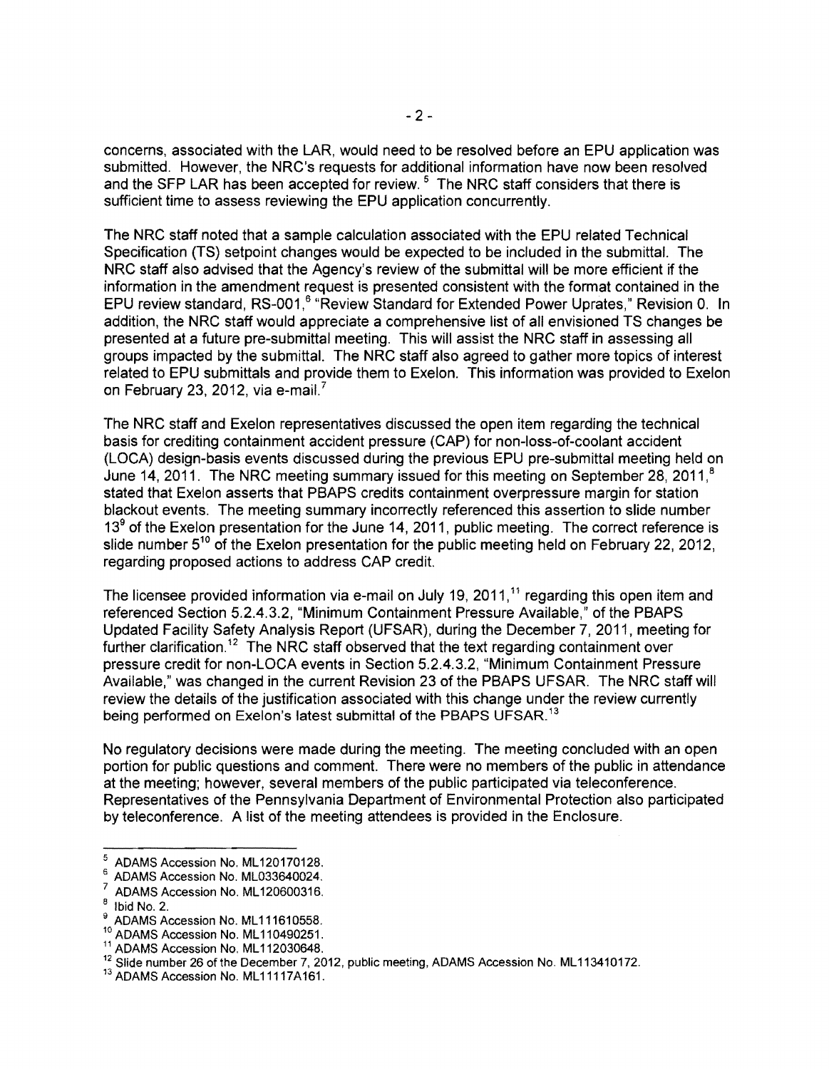concerns, associated with the LAR, would need to be resolved before an EPU application was submitted. However, the NRC's requests for additional information have now been resolved and the SFP LAR has been accepted for review.[5] The NRC staff considers that there is sufficient time to assess reviewing the EPU application concurrently.

The NRC staff noted that a sample calculation associated with the EPU related Technical Specification (TS) setpoint changes would be expected to be included in the submittal. The NRC staff also advised that the Agency's review of the submittal will be more efficient if the information in the amendment request is presented consistent with the format contained in the EPU review standard, RS-001,[6] "Review Standard for Extended Power Uprates," Revision 0. In addition, the NRC staff would appreciate a comprehensive list of all envisioned TS changes be presented at a future pre-submittal meeting. This will assist the NRC staff in assessing all groups impacted by the submittal. The NRC staff also agreed to gather more topics of interest related to EPU submittals and provide them to Exelon. This information was provided to Exelon on February 23, 2012, via e-mail.[7]

The NRC staff and Exelon representatives discussed the open item regarding the technical basis for crediting containment accident pressure (CAP) for non-loss-of-coolant accident (LOCA) design-basis events discussed during the previous EPU pre-submittal meeting held on June 14, 2011. The NRC meeting summary issued for this meeting on September 28, 2011,[8] stated that Exelon asserts that PBAPS credits containment overpressure margin for station blackout events. The meeting summary incorrectly referenced this assertion to slide number 13[9] of the Exelon presentation for the June 14, 2011, public meeting. The correct reference is slide number 5[10] of the Exelon presentation for the public meeting held on February 22, 2012, regarding proposed actions to address CAP credit.

The licensee provided information via e-mail on July 19, 2011,[11] regarding this open item and referenced Section 5.2.4.3.2, "Minimum Containment Pressure Available," of the PBAPS Updated Facility Safety Analysis Report (UFSAR), during the December 7, 2011, meeting for further clarification.[12] The NRC staff observed that the text regarding containment over pressure credit for non-LOCA events in Section 5.2.4.3.2, "Minimum Containment Pressure Available," was changed in the current Revision 23 of the PBAPS UFSAR. The NRC staff will review the details of the justification associated with this change under the review currently being performed on Exelon's latest submittal of the PBAPS UFSAR.[13]

No regulatory decisions were made during the meeting. The meeting concluded with an open portion for public questions and comment. There were no members of the public in attendance at the meeting; however, several members of the public participated via teleconference. Representatives of the Pennsylvania Department of Environmental Protection also participated by teleconference. A list of the meeting attendees is provided in the Enclosure.

---

[5] ADAMS Accession No. ML120170128.
[6] ADAMS Accession No. ML033640024.
[7] ADAMS Accession No. ML120600316.
[8] Ibid No. 2.
[9] ADAMS Accession No. ML111610558.
[10] ADAMS Accession No. ML110490251.
[11] ADAMS Accession No. ML112030648.
[12] Slide number 26 of the December 7, 2012, public meeting, ADAMS Accession No. ML113410172.
[13] ADAMS Accession No. ML11117A161.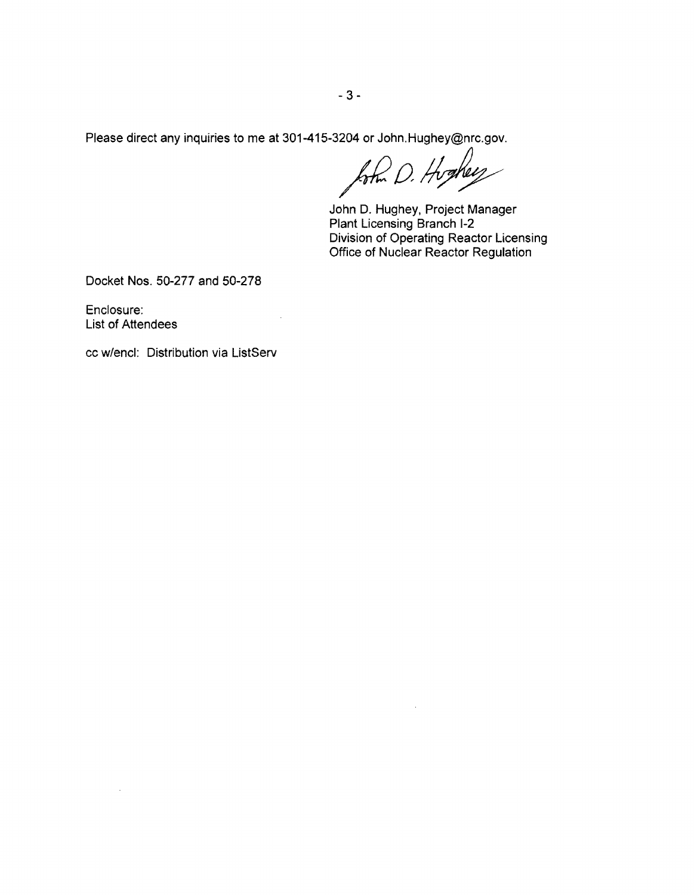Please direct any inquiries to me at 301-415-3204 or John.Hughey@nrc.gov.

John D. Hughey, Project Manager
Plant Licensing Branch I-2
Division of Operating Reactor Licensing
Office of Nuclear Reactor Regulation

Docket Nos. 50-277 and 50-278

Enclosure:
List of Attendees

cc w/encl: Distribution via ListServ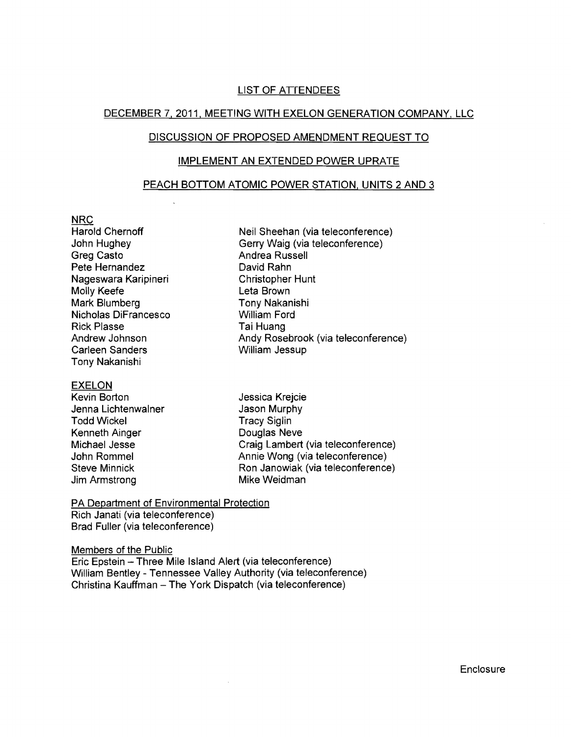LIST OF ATTENDEES

DECEMBER 7, 2011, MEETING WITH EXELON GENERATION COMPANY, LLC

DISCUSSION OF PROPOSED AMENDMENT REQUEST TO

IMPLEMENT AN EXTENDED POWER UPRATE

PEACH BOTTOM ATOMIC POWER STATION, UNITS 2 AND 3

NRC

Harold Chernoff
John Hughey
Greg Casto
Pete Hernandez
Nageswara Karipineri
Molly Keefe
Mark Blumberg
Nicholas DiFrancesco
Rick Plasse
Andrew Johnson
Carleen Sanders
Tony Nakanishi
Neil Sheehan (via teleconference)
Gerry Waig (via teleconference)
Andrea Russell
David Rahn
Christopher Hunt
Leta Brown
Tony Nakanishi
William Ford
Tai Huang
Andy Rosebrook (via teleconference)
William Jessup

EXELON

Kevin Borton
Jenna Lichtenwalner
Todd Wickel
Kenneth Ainger
Michael Jesse
John Rommel
Steve Minnick
Jim Armstrong
Jessica Krejcie
Jason Murphy
Tracy Siglin
Douglas Neve
Craig Lambert (via teleconference)
Annie Wong (via teleconference)
Ron Janowiak (via teleconference)
Mike Weidman

PA Department of Environmental Protection

Rich Janati (via teleconference)
Brad Fuller (via teleconference)

Members of the Public

Eric Epstein – Three Mile Island Alert (via teleconference)
William Bentley - Tennessee Valley Authority (via teleconference)
Christina Kauffman – The York Dispatch (via teleconference)

Enclosure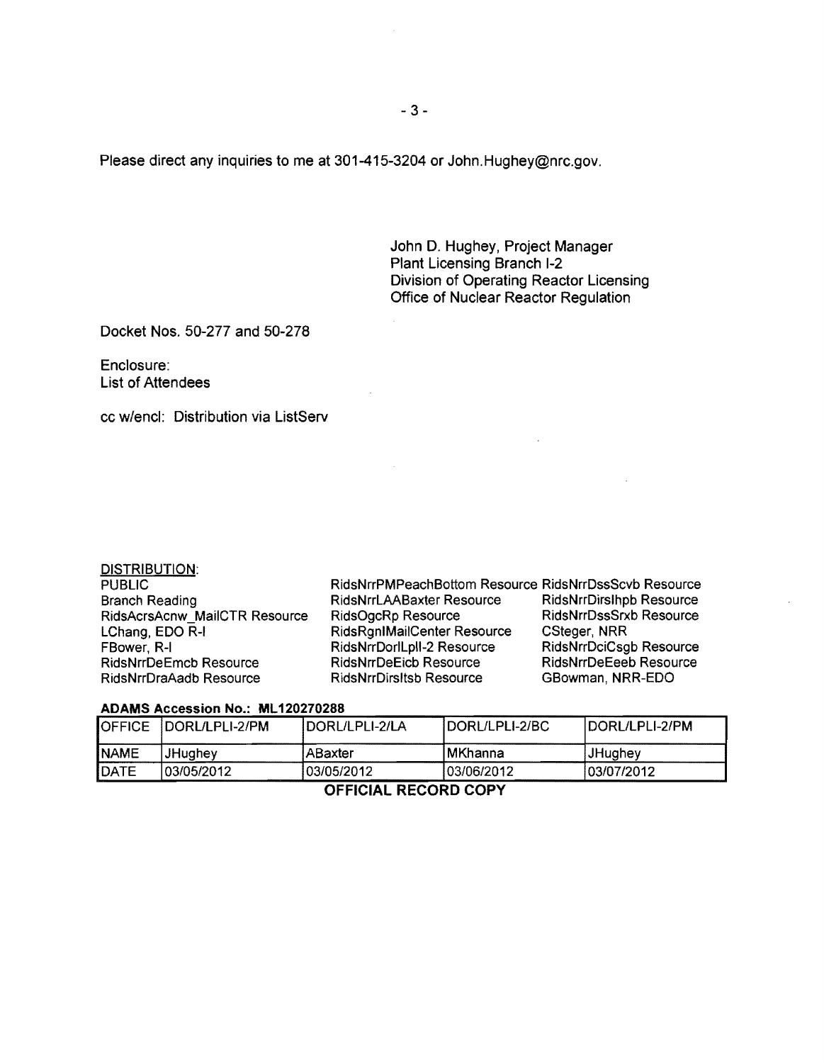Please direct any inquiries to me at 301-415-3204 or John.Hughey@nrc.gov.

John D. Hughey, Project Manager
Plant Licensing Branch I-2
Division of Operating Reactor Licensing
Office of Nuclear Reactor Regulation

Docket Nos. 50-277 and 50-278

Enclosure:
List of Attendees

cc w/encl: Distribution via ListServ

DISTRIBUTION:
PUBLIC
Branch Reading
RidsAcrsAcnw_MailCTR Resource
LChang, EDO R-I
FBower, R-I
RidsNrrDeEmcb Resource
RidsNrrDraAadb Resource
RidsNrrPMPeachBottom Resource
RidsNrrLAABaxter Resource
RidsOgcRp Resource
RidsRgnIMailCenter Resource
RidsNrrDorlLpll-2 Resource
RidsNrrDeEicb Resource
RidsNrrDirsItsb Resource
RidsNrrDssScvb Resource
RidsNrrDirsIhpb Resource
RidsNrrDssSrxb Resource
CSteger, NRR
RidsNrrDciCsgb Resource
RidsNrrDeEeeb Resource
GBowman, NRR-EDO

**ADAMS Accession No.: ML120270288**

| OFFICE | DORL/LPLI-2/PM | DORL/LPLI-2/LA | DORL/LPLI-2/BC | DORL/LPLI-2/PM |
|---|---|---|---|---|
| NAME | JHughey | ABaxter | MKhanna | JHughey |
| DATE | 03/05/2012 | 03/05/2012 | 03/06/2012 | 03/07/2012 |

**OFFICIAL RECORD COPY**